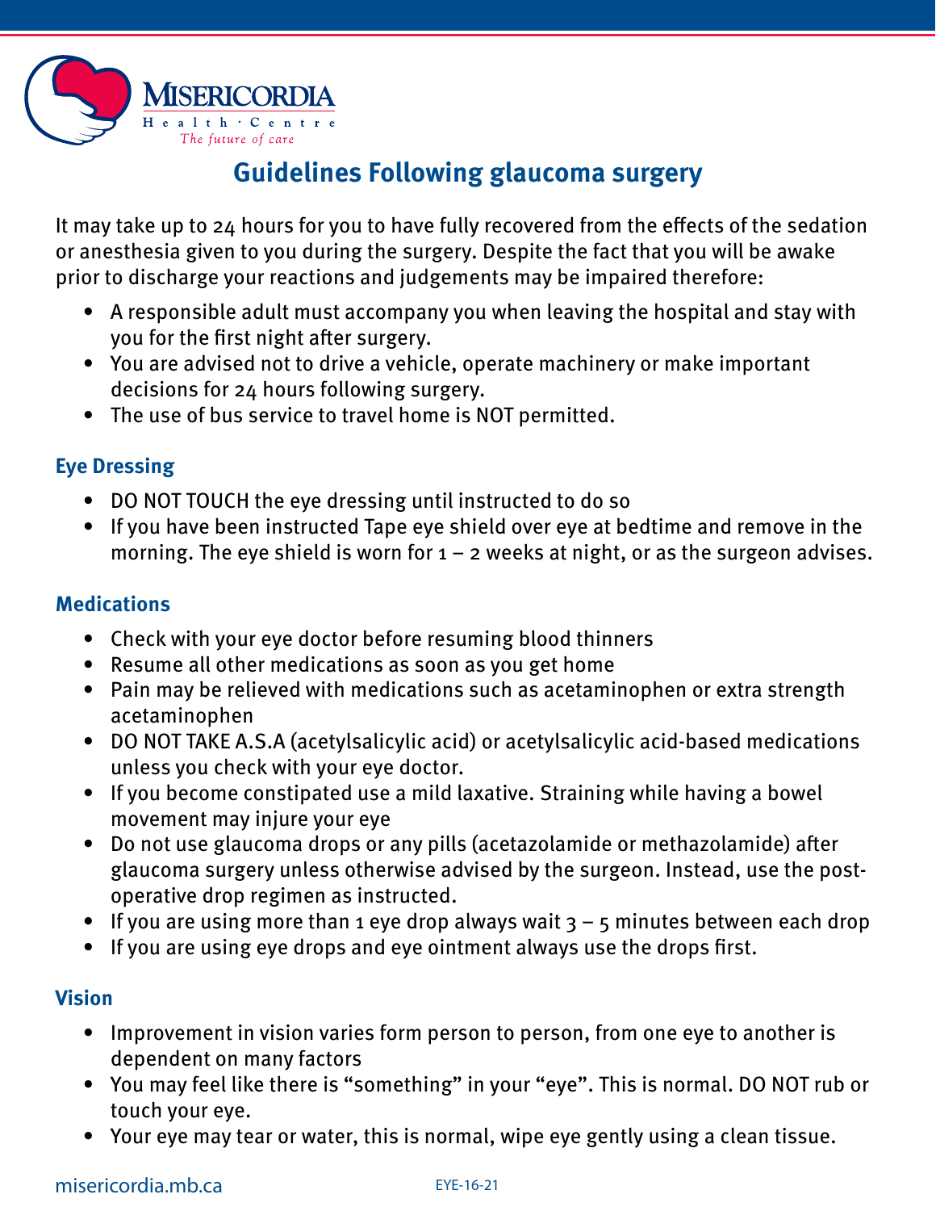MISERICORDIA
Health · Centre
*The future of care*

# Guidelines Following glaucoma surgery

It may take up to 24 hours for you to have fully recovered from the effects of the sedation or anesthesia given to you during the surgery. Despite the fact that you will be awake prior to discharge your reactions and judgements may be impaired therefore:

- A responsible adult must accompany you when leaving the hospital and stay with you for the first night after surgery.
- You are advised not to drive a vehicle, operate machinery or make important decisions for 24 hours following surgery.
- The use of bus service to travel home is NOT permitted.

## Eye Dressing

- DO NOT TOUCH the eye dressing until instructed to do so
- If you have been instructed Tape eye shield over eye at bedtime and remove in the morning. The eye shield is worn for 1 – 2 weeks at night, or as the surgeon advises.

## Medications

- Check with your eye doctor before resuming blood thinners
- Resume all other medications as soon as you get home
- Pain may be relieved with medications such as acetaminophen or extra strength acetaminophen
- DO NOT TAKE A.S.A (acetylsalicylic acid) or acetylsalicylic acid-based medications unless you check with your eye doctor.
- If you become constipated use a mild laxative. Straining while having a bowel movement may injure your eye
- Do not use glaucoma drops or any pills (acetazolamide or methazolamide) after glaucoma surgery unless otherwise advised by the surgeon. Instead, use the post-operative drop regimen as instructed.
- If you are using more than 1 eye drop always wait 3 – 5 minutes between each drop
- If you are using eye drops and eye ointment always use the drops first.

## Vision

- Improvement in vision varies form person to person, from one eye to another is dependent on many factors
- You may feel like there is "something" in your "eye". This is normal. DO NOT rub or touch your eye.
- Your eye may tear or water, this is normal, wipe eye gently using a clean tissue.

misericordia.mb.ca

EYE-16-21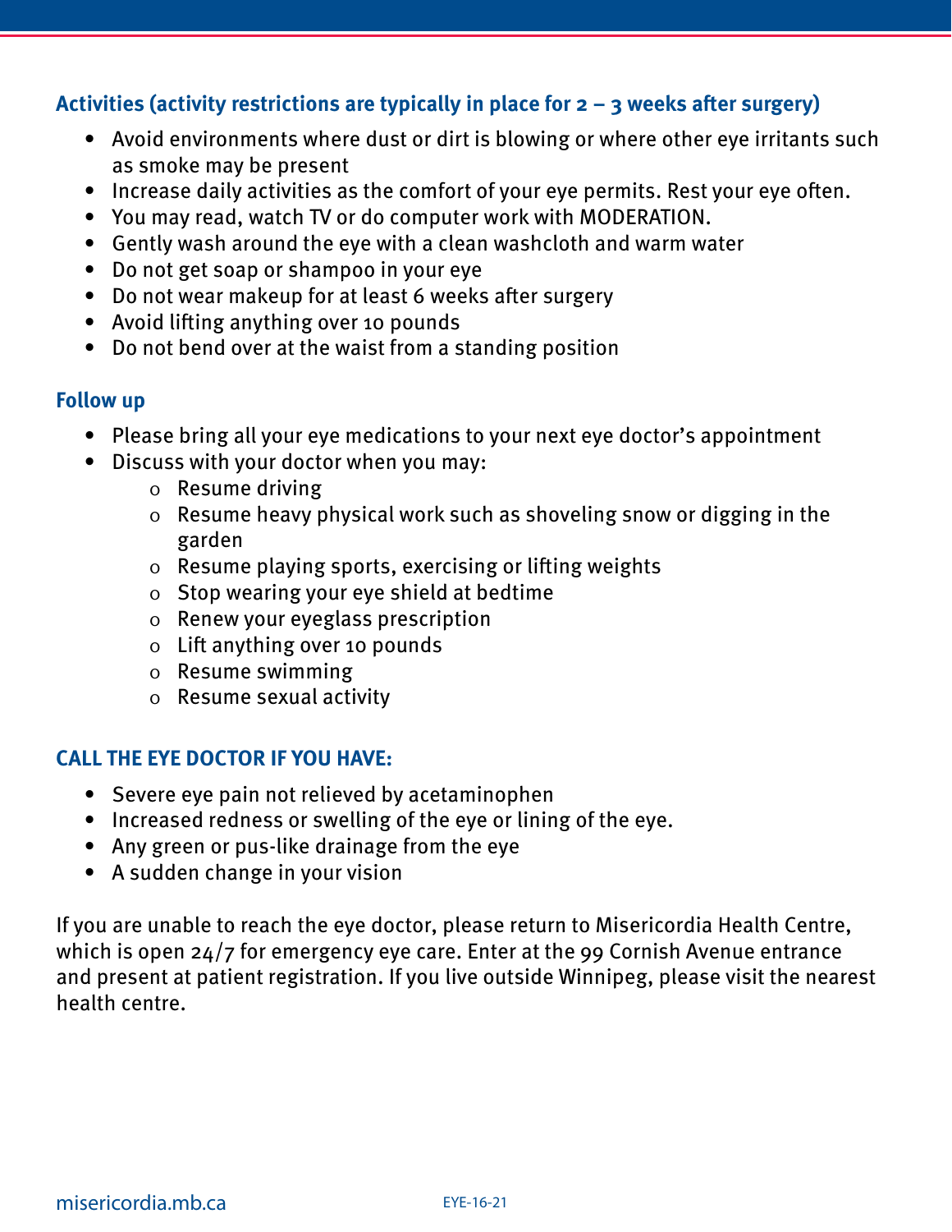### Activities (activity restrictions are typically in place for 2 – 3 weeks after surgery)

- Avoid environments where dust or dirt is blowing or where other eye irritants such as smoke may be present
- Increase daily activities as the comfort of your eye permits. Rest your eye often.
- You may read, watch TV or do computer work with MODERATION.
- Gently wash around the eye with a clean washcloth and warm water
- Do not get soap or shampoo in your eye
- Do not wear makeup for at least 6 weeks after surgery
- Avoid lifting anything over 10 pounds
- Do not bend over at the waist from a standing position

### Follow up

- Please bring all your eye medications to your next eye doctor's appointment
- Discuss with your doctor when you may:
  - Resume driving
  - Resume heavy physical work such as shoveling snow or digging in the garden
  - Resume playing sports, exercising or lifting weights
  - Stop wearing your eye shield at bedtime
  - Renew your eyeglass prescription
  - Lift anything over 10 pounds
  - Resume swimming
  - Resume sexual activity

### CALL THE EYE DOCTOR IF YOU HAVE:

- Severe eye pain not relieved by acetaminophen
- Increased redness or swelling of the eye or lining of the eye.
- Any green or pus-like drainage from the eye
- A sudden change in your vision

If you are unable to reach the eye doctor, please return to Misericordia Health Centre, which is open 24/7 for emergency eye care. Enter at the 99 Cornish Avenue entrance and present at patient registration. If you live outside Winnipeg, please visit the nearest health centre.

misericordia.mb.ca

EYE-16-21